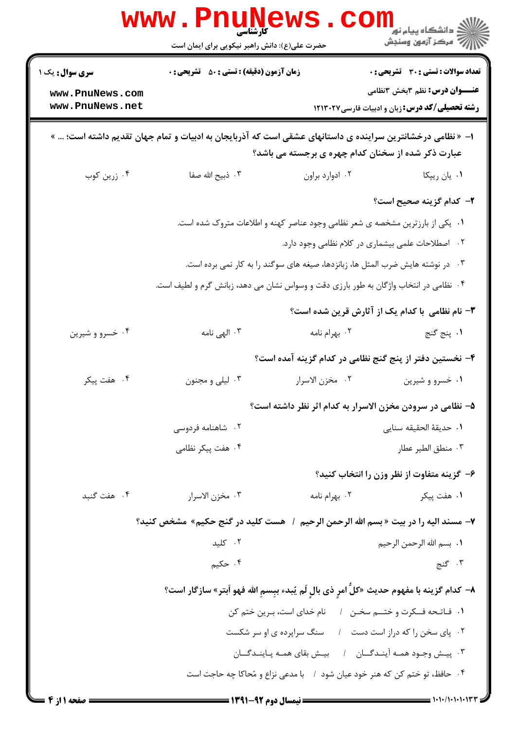کارشناسی

حضرت علی(ع): دانش راهبر نیکویی برای ایمان است

دانشگاه پیام نور
مرکز آزمون وسنجش

**سری سوال:** یک ۱

**زمان آزمون (دقیقه) : تستی :** ۵۰ **تشریحی :** ۰

**تعداد سوالات : تستی :** ۳۰ **تشریحی :** ۰

**عنـــوان درس:** نظم ۳بخش ۳نظامی

**رشته تحصیلی/کد درس:** زبان و ادبیات فارسی ۱۲۱۳۰۲۷

**۱-** « نظامی درخشانترین سراینده ی داستانهای عشقی است که آذربایجان به ادبیات و تمام جهان تقدیم داشته است؛ ... » عبارت ذکر شده از سخنان کدام چهره ی برجسته می باشد؟

۱. یان ریپکا
۲. ادوارد براون
۳. ذبیح الله صفا
۴. زرین کوب

**۲-** کدام گزینه صحیح است؟

۱. یکی از بارزترین مشخصه ی شعر نظامی وجود عناصر کهنه و اطلاعات متروک شده است.
۲. اصطلاحات علمی بیشماری در کلام نظامی وجود دارد.
۳. در نوشته هایش ضرب المثل ها، زبانزدها، صیغه های سوگند را به کار نمی برده است.
۴. نظامی در انتخاب واژگان به طور بارزی دقت و وسواس نشان می دهد، زبانش گرم و لطیف است.

**۳-** نام نظامی با کدام یک از آثارش قرین شده است؟

۱. پنج گنج
۲. بهرام نامه
۳. الهی نامه
۴. خسرو و شیرین

**۴-** نخستین دفتر از پنج گنج نظامی در کدام گزینه آمده است؟

۱. خسرو و شیرین
۲. مخزن الاسرار
۳. لیلی و مجنون
۴. هفت پیکر

**۵-** نظامی در سرودن مخزن الاسرار به کدام اثر نظر داشته است؟

۱. حدیقة الحقیقه سنایی
۲. شاهنامه فردوسی
۳. منطق الطیر عطار
۴. هفت پیکر نظامی

**۶-** گزینه متفاوت از نظر وزن را انتخاب کنید؟

۱. هفت پیکر
۲. بهرام نامه
۳. مخزن الاسرار
۴. هفت گنبد

**۷-** مسند الیه را در بیت « بسم الله الرحمن الرحیم / هست کلید در گنج حکیم» مشخص کنید؟

۱. بسم الله الرحمن الرحیم
۲. کلید
۳. گنج
۴. حکیم

**۸-** کدام گزینه با مفهوم حدیث «کلُّ امرٍ ذی بالٍ لَم یُبدء بِبسمِ الله فهو اَبتر» سازگار است؟

۱. فاتحه فکرت و ختم سخن / نام خدای است، برین ختم کن
۲. پای سخن را که دراز است دست / سنگ سراپرده ی او سر شکست
۳. پیش وجود همه آیندگان / بیش بقای همه پایندگان
۴. حافظ، تو ختم کن که هنر خود عیان شود / با مدعی نزاع و مُحاکا چه حاجت است

نیمسال دوم ۹۲-۱۳۹۱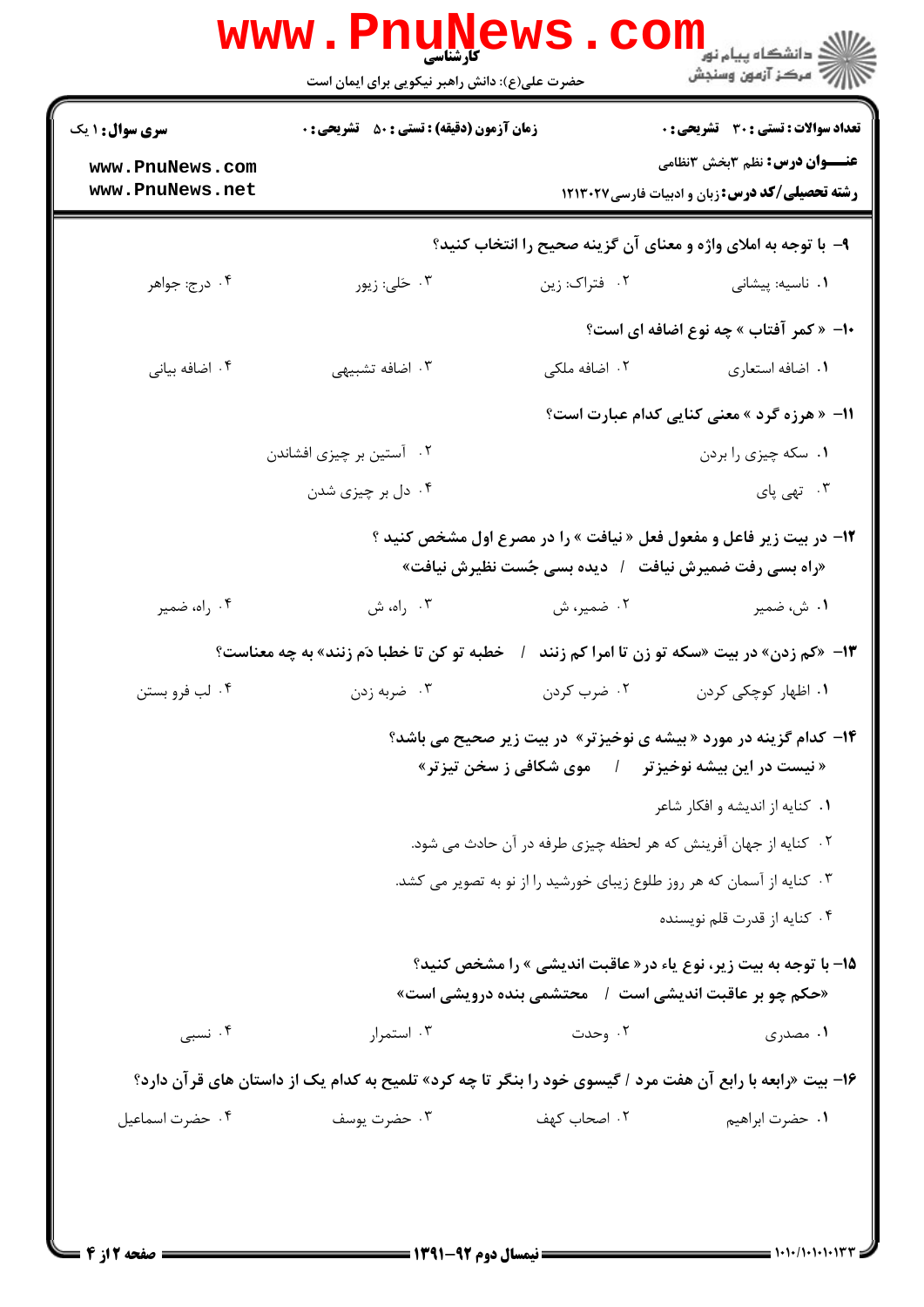۹- با توجه به املای واژه و معنای آن گزینه صحیح را انتخاب کنید؟

۱. ناسیه: پیشانی
۲. فتراک: زین
۳. حَلی: زیور
۴. درج: جواهر

۱۰- « کمر آفتاب » چه نوع اضافه ای است؟

۱. اضافه استعاری
۲. اضافه ملکی
۳. اضافه تشبیهی
۴. اضافه بیانی

۱۱- « هرزه گرد » معنی کنایی کدام عبارت است؟

۱. سکه چیزی را بردن
۲. آستین بر چیزی افشاندن
۳. تهی پای
۴. دل بر چیزی شدن

۱۲- در بیت زیر فاعل و مفعول فعل « نیافت » را در مصرع اول مشخص کنید ؟

«راه بسی رفت ضمیرش نیافت / دیده بسی جُست نظیرش نیافت»

۱. ش، ضمیر
۲. ضمیر، ش
۳. راه، ش
۴. راه، ضمیر

۱۳- «کم زدن» در بیت «سکه تو زن تا امرا کم زنند / خطبه تو کن تا خطبا دَم زنند» به چه معناست؟

۱. اظهار کوچکی کردن
۲. ضرب کردن
۳. ضربه زدن
۴. لب فرو بستن

۱۴- کدام گزینه در مورد « بیشه ی نوخیزتر» در بیت زیر صحیح می باشد؟

« نیست در این بیشه نوخیزتر / موی شکافی ز سخن تیزتر»

۱. کنایه از اندیشه و افکار شاعر
۲. کنایه از جهان آفرینش که هر لحظه چیزی طرفه در آن حادث می شود.
۳. کنایه از آسمان که هر روز طلوع زیبای خورشید را از نو به تصویر می کشد.
۴. کنایه از قدرت قلم نویسنده

۱۵- با توجه به بیت زیر، نوع یاء در« عاقبت اندیشی » را مشخص کنید؟

«حکم چو بر عاقبت اندیشی است / محتشمی بنده درویشی است»

۱. مصدری
۲. وحدت
۳. استمرار
۴. نسبی

۱۶- بیت «رابعه با رابع آن هفت مرد / گیسوی خود را بنگر تا چه کرد» تلمیح به کدام یک از داستان های قرآن دارد؟

۱. حضرت ابراهیم
۲. اصحاب کهف
۳. حضرت یوسف
۴. حضرت اسماعیل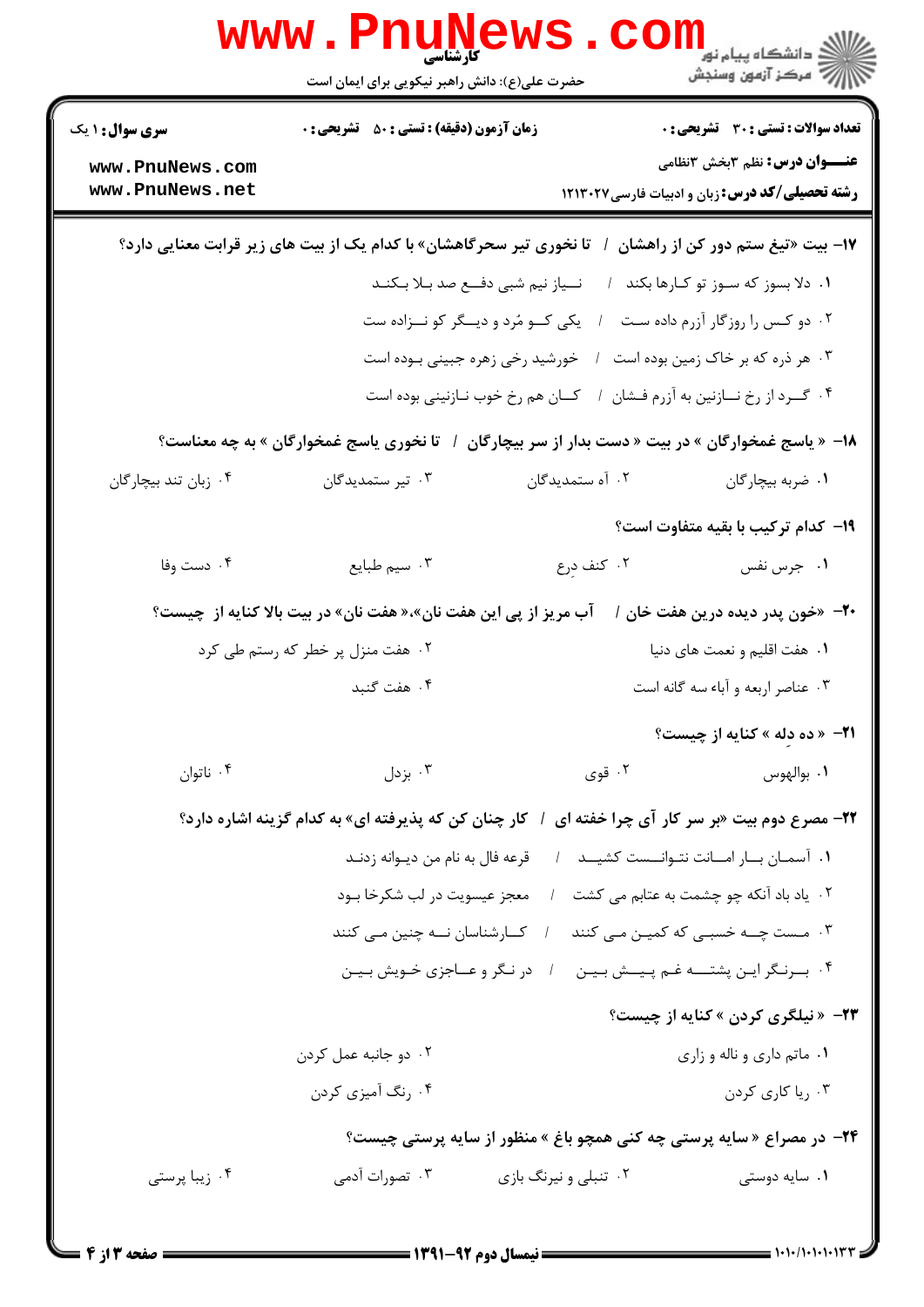**سری سوال:** ۱ یک | **زمان آزمون (دقیقه) : تستی :** ۵۰ **تشریحی :** ۰ | **تعداد سوالات : تستی :** ۳۰ **تشریحی :** ۰

**عنـــوان درس:** نظم ۳بخش ۳نظامی

**رشته تحصیلی/کد درس:** زبان و ادبیات فارسی ۱۲۱۳۰۲۷

**۱۷- بیت «تیغ ستم دور کن از راهشان / تا نخوری تیر سحرگاهشان» با کدام یک از بیت های زیر قرابت معنایی دارد؟**

۱. دلا بسوز که سوز تو کارها بکند / نیاز نیم شبی دفع صد بلا بکند

۲. دو کس را روزگار آزرم داده ست / یکی کو مُرد و دیگر کو نزاده ست

۳. هر ذره که بر خاک زمین بوده است / خورشید رخی زهره جبینی بوده است

۴. گرد از رخ نازنین به آزرم فشان / کان هم رخ خوب نازنینی بوده است

**۱۸- « یاسج غمخوارگان » در بیت « دست بدار از سر بیچارگان / تا نخوری یاسج غمخوارگان » به چه معناست؟**

۱. ضربه بیچارگان ۲. آه ستمدیدگان ۳. تیر ستمدیدگان ۴. زبان تند بیچارگان

**۱۹- کدام ترکیب با بقیه متفاوت است؟**

۱. جرس نفس ۲. کنف دِرع ۳. سیم طبایع ۴. دست وفا

**۲۰- «خون پدر دیده درین هفت خان / آب مریز از پی این هفت نان»،« هفت نان» در بیت بالا کنایه از چیست؟**

۱. هفت اقلیم و نعمت های دنیا ۲. هفت منزل پر خطر که رستم طی کرد

۳. عناصر اربعه و آباء سه گانه است ۴. هفت گنبد

**۲۱- « ده دِله » کنایه از چیست؟**

۱. بوالهوس ۲. قوی ۳. بزدل ۴. ناتوان

**۲۲- مصرع دوم بیت «بر سر کار آی چرا خفته ای / کار چنان کن که پذیرفته ای» به کدام گزینه اشاره دارد؟**

۱. آسمان بار امانت نتوانست کشید / قرعه فال به نام من دیوانه زدند

۲. یاد باد آنکه چو چشمت به عتابم می کشت / معجز عیسویت در لب شکرخا بود

۳. مست چه خسبی که کمین می کنند / کارشناسان نه چنین می کنند

۴. برنگر این پشته غم پیش بین / در نگر و عاجزی خویش بین

**۲۳- « نیلگری کردن » کنایه از چیست؟**

۱. ماتم داری و ناله و زاری ۲. دو جانبه عمل کردن

۳. ریا کاری کردن ۴. رنگ آمیزی کردن

**۲۴- در مصراع « سایه پرستی چه کنی همچو باغ » منظور از سایه پرستی چیست؟**

۱. سایه دوستی ۲. تنبلی و نیرنگ بازی ۳. تصورات آدمی ۴. زیبا پرستی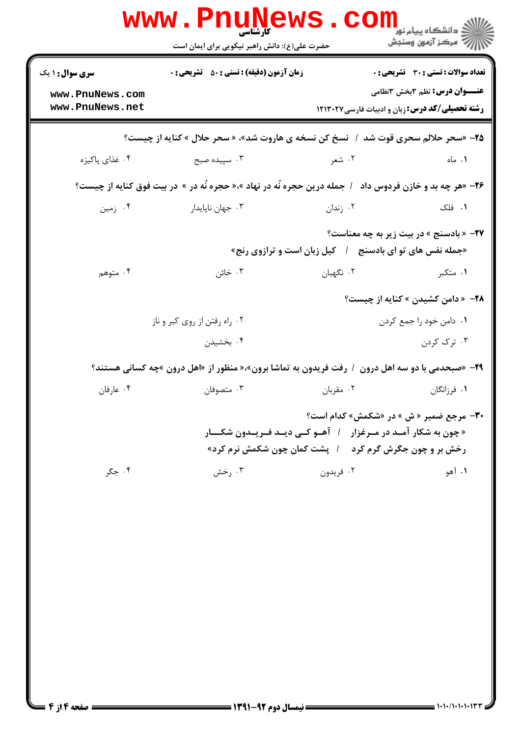۲۵- «سحر حلالم سحری قوت شد / نسخ کن نسخه ی هاروت شد»، « سحر حلال » کنایه از چیست؟

۱. ماه
۲. شعر
۳. سپیده صبح
۴. غذای پاکیزه

۲۶- «هر چه بد و خازن فردوس داد / جمله درین حجره نُه در نهاد »،« حجره نُه در » در بیت فوق کنایه از چیست؟

۱. فلک
۲. زندان
۳. جهان ناپایدار
۴. زمین

۲۷- « بادسنج » در بیت زیر به چه معناست؟

«جمله نفس های تو ای بادسنج / کیل زبان است و ترازوی رنج»

۱. متکبر
۲. نگهبان
۳. خائن
۴. متوهم

۲۸- « دامن کشیدن » کنایه از چیست؟

۱. دامن خود را جمع کردن
۲. راه رفتن از روی کبر و ناز
۳. ترک کردن
۴. بخشیدن

۲۹- «صبحدمی با دو سه اهل درون / رفت فریدون به تماشا برون»،« منظور از «اهل درون »چه کسانی هستند؟

۱. فرزانگان
۲. مقربان
۳. متصوفان
۴. عارفان

۳۰- مرجع ضمیر « ش » در «شکمش» کدام است؟

« چون به شکار آمد در مرغزار / آهو کی دید فریدون شکار
رخش بر و چون جگرش گرم کرد / پشت کمان چون شکمش نرم کرد»

۱. آهو
۲. فریدون
۳. رخش
۴. جگر